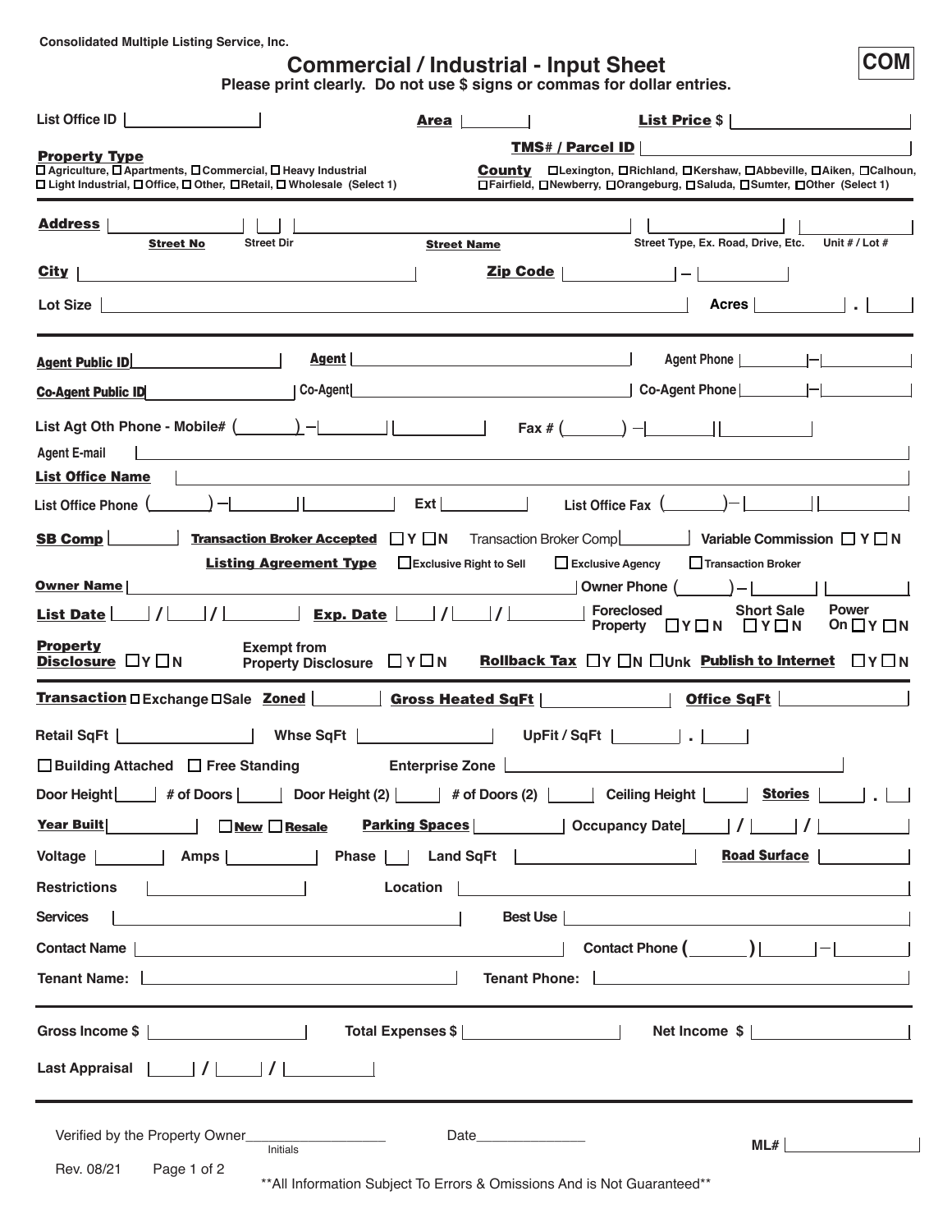Consolidated Multiple Listing Service, Inc.

# Commercial / Industrial - Input Sheet

**COM**

**Please print clearly. Do not use $ signs or commas for dollar entries.**

List Office ID ______ **Area** ______ **List Price** $ ______

**TMS# / Parcel ID** ______

**Property Type**
☐ Agriculture, ☐ Apartments, ☐ Commercial, ☐ Heavy Industrial
☐ Light Industrial, ☐ Office, ☐ Other, ☐ Retail, ☐ Wholesale (Select 1)

**County** ☐ Lexington, ☐ Richland, ☐ Kershaw, ☐ Abbeville, ☐ Aiken, ☐ Calhoun,
☐ Fairfield, ☐ Newberry, ☐ Orangeburg, ☐ Saluda, ☐ Sumter, ☐ Other (Select 1)

**Address** ______ (**Street No**) ______ (Street Dir) ______ (**Street Name**) ______ (Street Type, Ex. Road, Drive, Etc.) ______ (Unit # / Lot #)

**City** ______ **Zip Code** ______ – ______

Lot Size ______ Acres ______ . ______

---

**Agent Public ID** ______ **Agent** ______ Agent Phone ______ – ______

**Co-Agent Public ID** ______ Co-Agent ______ Co-Agent Phone ______ – ______

List Agt Oth Phone - Mobile# ( ______ ) – ______ ______ Fax # ( ______ ) – ______ ______

Agent E-mail ______

**List Office Name** ______

List Office Phone ( ______ ) – ______ ______ Ext ______ List Office Fax ( ______ ) – ______ ______

**SB Comp** ______ **Transaction Broker Accepted** ☐ Y ☐ N Transaction Broker Comp ______ Variable Commission ☐ Y ☐ N

**Listing Agreement Type** ☐ Exclusive Right to Sell ☐ Exclusive Agency ☐ Transaction Broker

**Owner Name** ______ Owner Phone ( ______ ) – ______ ______

**List Date** ____ / ____ / ______ **Exp. Date** ____ / ____ / ______ Foreclosed Property ☐ Y ☐ N Short Sale ☐ Y ☐ N Power On ☐ Y ☐ N

**Property Disclosure** ☐ Y ☐ N Exempt from Property Disclosure ☐ Y ☐ N **Rollback Tax** ☐ Y ☐ N ☐ Unk **Publish to Internet** ☐ Y ☐ N

---

**Transaction** ☐ Exchange ☐ Sale **Zoned** ______ **Gross Heated SqFt** ______ **Office SqFt** ______

Retail SqFt ______ Whse SqFt ______ UpFit / SqFt ______ . ______

☐ Building Attached ☐ Free Standing Enterprise Zone ______

Door Height ______ # of Doors ______ Door Height (2) ______ # of Doors (2) ______ Ceiling Height ______ **Stories** ______ . ______

**Year Built** ______ ☐ **New** ☐ **Resale** **Parking Spaces** ______ Occupancy Date ____ / ____ / ______

Voltage ______ Amps ______ Phase ______ Land SqFt ______ **Road Surface** ______

Restrictions ______ Location ______

Services ______ Best Use ______

Contact Name ______ Contact Phone ( ______ ) ______ – ______

Tenant Name: ______ Tenant Phone: ______

---

Gross Income $ ______ Total Expenses $ ______ Net Income $ ______

Last Appraisal ____ / ____ / ______

---

Verified by the Property Owner ______ (Initials) Date ______ ML# ______

Rev. 08/21 Page 1 of 2

**All Information Subject To Errors & Omissions And is Not Guaranteed**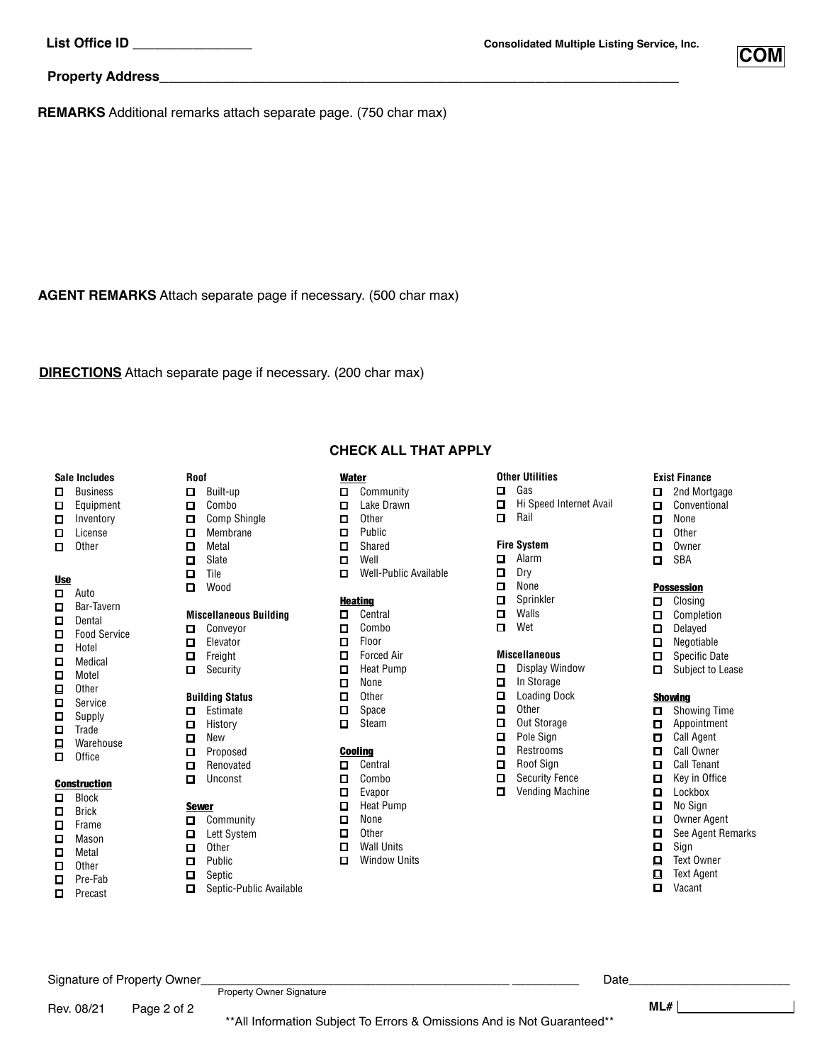List Office ID ________________ Consolidated Multiple Listing Service, Inc. **COM**

Property Address_____________________________________________________________________________

**REMARKS** Additional remarks attach separate page. (750 char max)

**AGENT REMARKS** Attach separate page if necessary. (500 char max)

**DIRECTIONS** Attach separate page if necessary. (200 char max)

## CHECK ALL THAT APPLY

**Sale Includes**
- ☐ Business
- ☐ Equipment
- ☐ Inventory
- ☐ License
- ☐ Other

**Use**
- ☐ Auto
- ☐ Bar-Tavern
- ☐ Dental
- ☐ Food Service
- ☐ Hotel
- ☐ Medical
- ☐ Motel
- ☐ Other
- ☐ Service
- ☐ Supply
- ☐ Trade
- ☐ Warehouse
- ☐ Office

**Construction**
- ☐ Block
- ☐ Brick
- ☐ Frame
- ☐ Mason
- ☐ Metal
- ☐ Other
- ☐ Pre-Fab
- ☐ Precast

**Roof**
- ☐ Built-up
- ☐ Combo
- ☐ Comp Shingle
- ☐ Membrane
- ☐ Metal
- ☐ Slate
- ☐ Tile
- ☐ Wood

**Miscellaneous Building**
- ☐ Conveyor
- ☐ Elevator
- ☐ Freight
- ☐ Security

**Building Status**
- ☐ Estimate
- ☐ History
- ☐ New
- ☐ Proposed
- ☐ Renovated
- ☐ Unconst

**Sewer**
- ☐ Community
- ☐ Lett System
- ☐ Other
- ☐ Public
- ☐ Septic
- ☐ Septic-Public Available

**Water**
- ☐ Community
- ☐ Lake Drawn
- ☐ Other
- ☐ Public
- ☐ Shared
- ☐ Well
- ☐ Well-Public Available

**Heating**
- ☐ Central
- ☐ Combo
- ☐ Floor
- ☐ Forced Air
- ☐ Heat Pump
- ☐ None
- ☐ Other
- ☐ Space
- ☐ Steam

**Cooling**
- ☐ Central
- ☐ Combo
- ☐ Evapor
- ☐ Heat Pump
- ☐ None
- ☐ Other
- ☐ Wall Units
- ☐ Window Units

**Other Utilities**
- ☐ Gas
- ☐ Hi Speed Internet Avail
- ☐ Rail

**Fire System**
- ☐ Alarm
- ☐ Dry
- ☐ None
- ☐ Sprinkler
- ☐ Walls
- ☐ Wet

**Miscellaneous**
- ☐ Display Window
- ☐ In Storage
- ☐ Loading Dock
- ☐ Other
- ☐ Out Storage
- ☐ Pole Sign
- ☐ Restrooms
- ☐ Roof Sign
- ☐ Security Fence
- ☐ Vending Machine

**Exist Finance**
- ☐ 2nd Mortgage
- ☐ Conventional
- ☐ None
- ☐ Other
- ☐ Owner
- ☐ SBA

**Possession**
- ☐ Closing
- ☐ Completion
- ☐ Delayed
- ☐ Negotiable
- ☐ Specific Date
- ☐ Subject to Lease

**Showing**
- ☐ Showing Time
- ☐ Appointment
- ☐ Call Agent
- ☐ Call Owner
- ☐ Call Tenant
- ☐ Key in Office
- ☐ Lockbox
- ☐ No Sign
- ☐ Owner Agent
- ☐ See Agent Remarks
- ☐ Sign
- ☐ Text Owner
- ☐ Text Agent
- ☐ Vacant

Signature of Property Owner_______________________________________________ __________ Date________________________
Property Owner Signature

Rev. 08/21 ML# ________________

**All Information Subject To Errors & Omissions And is Not Guaranteed**